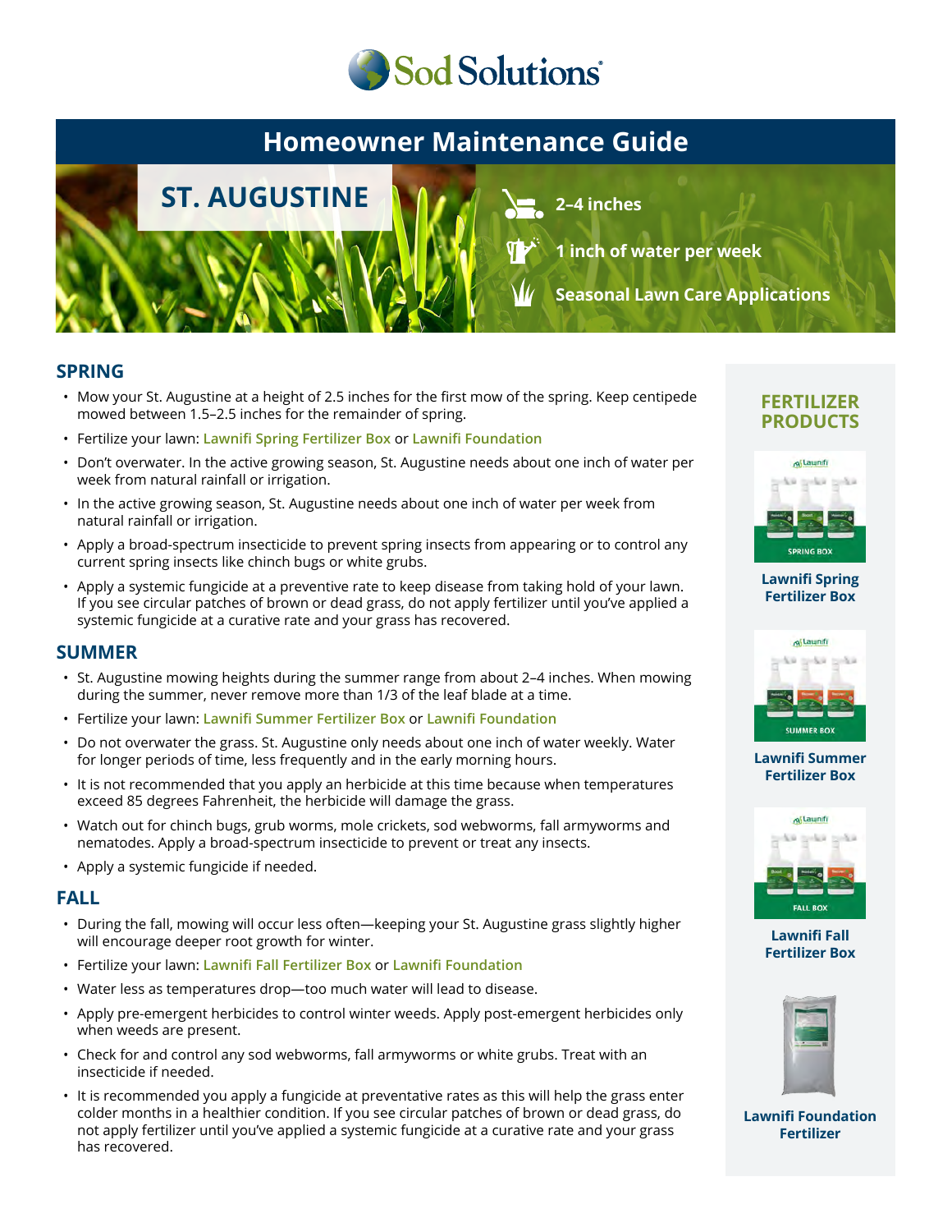Sod Solutions®

# Homeowner Maintenance Guide

## ST. AUGUSTINE

- 2–4 inches
- 1 inch of water per week
- Seasonal Lawn Care Applications

## SPRING

- Mow your St. Augustine at a height of 2.5 inches for the first mow of the spring. Keep centipede mowed between 1.5–2.5 inches for the remainder of spring.
- Fertilize your lawn: Lawnifi Spring Fertilizer Box or Lawnifi Foundation
- Don't overwater. In the active growing season, St. Augustine needs about one inch of water per week from natural rainfall or irrigation.
- In the active growing season, St. Augustine needs about one inch of water per week from natural rainfall or irrigation.
- Apply a broad-spectrum insecticide to prevent spring insects from appearing or to control any current spring insects like chinch bugs or white grubs.
- Apply a systemic fungicide at a preventive rate to keep disease from taking hold of your lawn. If you see circular patches of brown or dead grass, do not apply fertilizer until you've applied a systemic fungicide at a curative rate and your grass has recovered.

## SUMMER

- St. Augustine mowing heights during the summer range from about 2–4 inches. When mowing during the summer, never remove more than 1/3 of the leaf blade at a time.
- Fertilize your lawn: Lawnifi Summer Fertilizer Box or Lawnifi Foundation
- Do not overwater the grass. St. Augustine only needs about one inch of water weekly. Water for longer periods of time, less frequently and in the early morning hours.
- It is not recommended that you apply an herbicide at this time because when temperatures exceed 85 degrees Fahrenheit, the herbicide will damage the grass.
- Watch out for chinch bugs, grub worms, mole crickets, sod webworms, fall armyworms and nematodes. Apply a broad-spectrum insecticide to prevent or treat any insects.
- Apply a systemic fungicide if needed.

## FALL

- During the fall, mowing will occur less often—keeping your St. Augustine grass slightly higher will encourage deeper root growth for winter.
- Fertilize your lawn: Lawnifi Fall Fertilizer Box or Lawnifi Foundation
- Water less as temperatures drop—too much water will lead to disease.
- Apply pre-emergent herbicides to control winter weeds. Apply post-emergent herbicides only when weeds are present.
- Check for and control any sod webworms, fall armyworms or white grubs. Treat with an insecticide if needed.
- It is recommended you apply a fungicide at preventative rates as this will help the grass enter colder months in a healthier condition. If you see circular patches of brown or dead grass, do not apply fertilizer until you've applied a systemic fungicide at a curative rate and your grass has recovered.

## FERTILIZER PRODUCTS

Lawnifi Spring Fertilizer Box

Lawnifi Summer Fertilizer Box

Lawnifi Fall Fertilizer Box

Lawnifi Foundation Fertilizer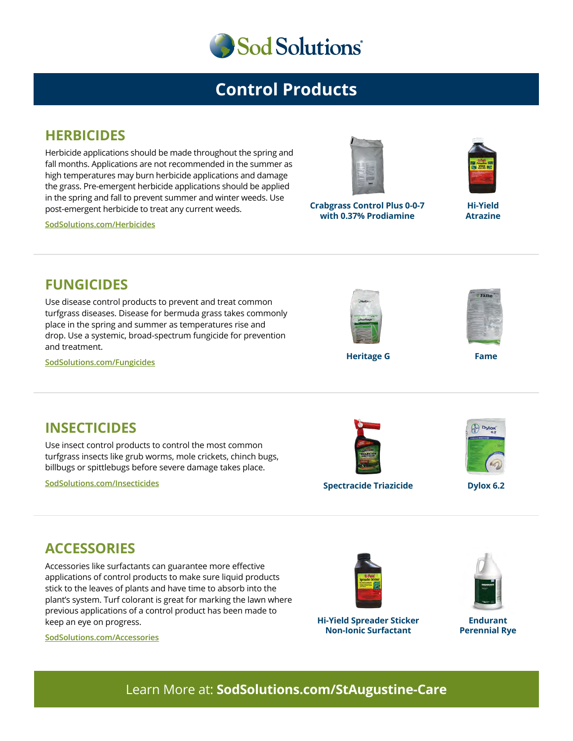# Sod Solutions

## Control Products

### HERBICIDES

Herbicide applications should be made throughout the spring and fall months. Applications are not recommended in the summer as high temperatures may burn herbicide applications and damage the grass. Pre-emergent herbicide applications should be applied in the spring and fall to prevent summer and winter weeds. Use post-emergent herbicide to treat any current weeds.

SodSolutions.com/Herbicides

**Crabgrass Control Plus 0-0-7 with 0.37% Prodiamine**

**Hi-Yield Atrazine**

### FUNGICIDES

Use disease control products to prevent and treat common turfgrass diseases. Disease for bermuda grass takes commonly place in the spring and summer as temperatures rise and drop. Use a systemic, broad-spectrum fungicide for prevention and treatment.

SodSolutions.com/Fungicides

**Heritage G**

**Fame**

### INSECTICIDES

Use insect control products to control the most common turfgrass insects like grub worms, mole crickets, chinch bugs, billbugs or spittlebugs before severe damage takes place.

SodSolutions.com/Insecticides

**Spectracide Triazicide**

**Dylox 6.2**

### ACCESSORIES

Accessories like surfactants can guarantee more effective applications of control products to make sure liquid products stick to the leaves of plants and have time to absorb into the plant's system. Turf colorant is great for marking the lawn where previous applications of a control product has been made to keep an eye on progress.

SodSolutions.com/Accessories

**Hi-Yield Spreader Sticker Non-Ionic Surfactant**

**Endurant Perennial Rye**

Learn More at: **SodSolutions.com/StAugustine-Care**